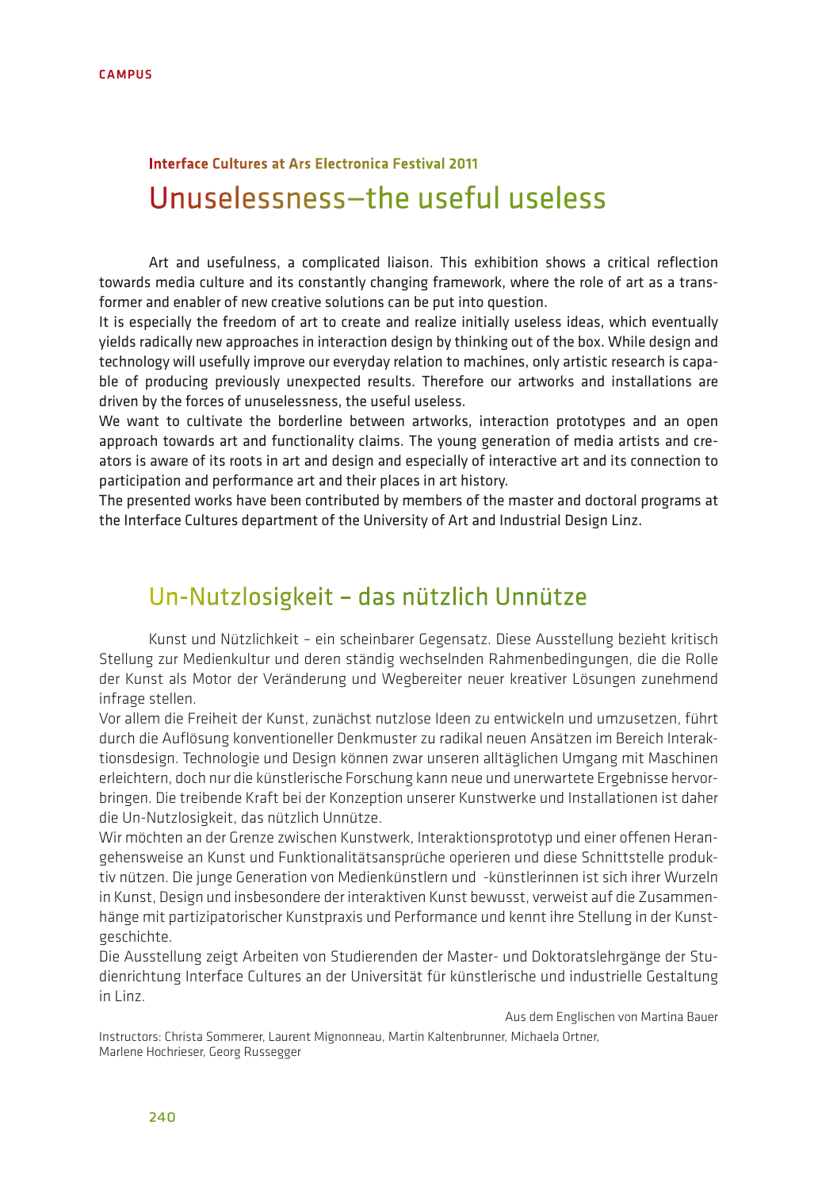### Interface Cultures at Ars Electronica Festival 2011

# Unuselessness—the useful useless

Art and usefulness, a complicated liaison. This exhibition shows a critical reflection towards media culture and its constantly changing framework, where the role of art as a transformer and enabler of new creative solutions can be put into question.

It is especially the freedom of art to create and realize initially useless ideas, which eventually yields radically new approaches in interaction design by thinking out of the box. While design and technology will usefully improve our everyday relation to machines, only artistic research is capable of producing previously unexpected results. Therefore our artworks and installations are driven by the forces of unuselessness, the useful useless.

We want to cultivate the borderline between artworks, interaction prototypes and an open approach towards art and functionality claims. The young generation of media artists and creators is aware of its roots in art and design and especially of interactive art and its connection to participation and performance art and their places in art history.

The presented works have been contributed by members of the master and doctoral programs at the Interface Cultures department of the University of Art and Industrial Design Linz.

# Un-Nutzlosigkeit – das nützlich Unnütze

Kunst und Nützlichkeit – ein scheinbarer Gegensatz. Diese Ausstellung bezieht kritisch Stellung zur Medienkultur und deren ständig wechselnden Rahmenbedingungen, die die Rolle der Kunst als Motor der Veränderung und Wegbereiter neuer kreativer Lösungen zunehmend infrage stellen.

Vor allem die Freiheit der Kunst, zunächst nutzlose Ideen zu entwickeln und umzusetzen, führt durch die Auflösung konventioneller Denkmuster zu radikal neuen Ansätzen im Bereich Interaktionsdesign. Technologie und Design können zwar unseren alltäglichen Umgang mit Maschinen erleichtern, doch nur die künstlerische Forschung kann neue und unerwartete Ergebnisse hervorbringen. Die treibende Kraft bei der Konzeption unserer Kunstwerke und Installationen ist daher die Un-Nutzlosigkeit, das nützlich Unnütze.

Wir möchten an der Grenze zwischen Kunstwerk, Interaktionsprototyp und einer offenen Herangehensweise an Kunst und Funktionalitätsansprüche operieren und diese Schnittstelle produktiv nützen. Die junge Generation von Medienkünstlern und -künstlerinnen ist sich ihrer Wurzeln in Kunst, Design und insbesondere der interaktiven Kunst bewusst, verweist auf die Zusammenhänge mit partizipatorischer Kunstpraxis und Performance und kennt ihre Stellung in der Kunstgeschichte.

Die Ausstellung zeigt Arbeiten von Studierenden der Master- und Doktoratslehrgänge der Studienrichtung Interface Cultures an der Universität für künstlerische und industrielle Gestaltung in Linz.

Aus dem Englischen von Martina Bauer

Instructors: Christa Sommerer, Laurent Mignonneau, Martin Kaltenbrunner, Michaela Ortner, Marlene Hochrieser, Georg Russegger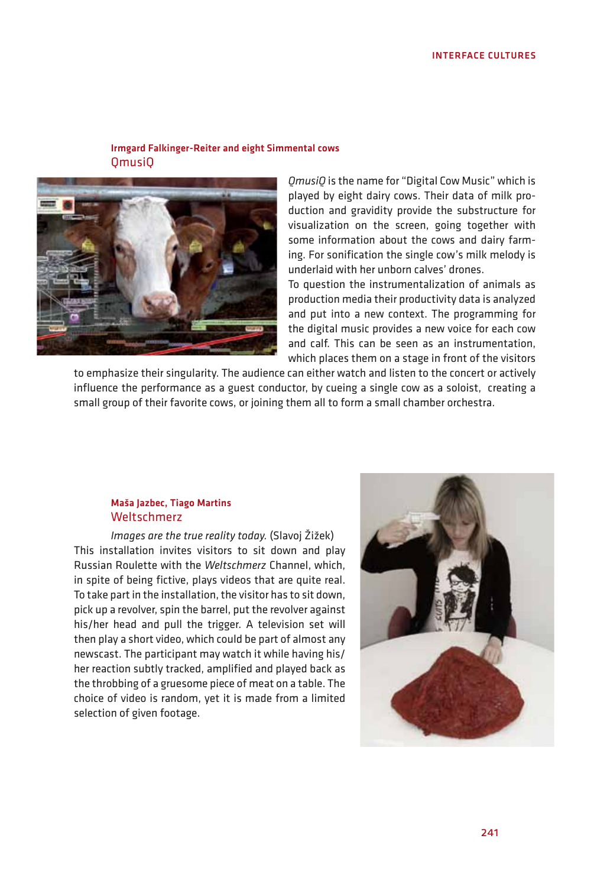#### Irmgard Falkinger-Reiter and eight Simmental cows

### QmusiQ

*QmusiQ* is the name for "Digital Cow Music" which is played by eight dairy cows. Their data of milk production and gravidity provide the substructure for visualization on the screen, going together with some information about the cows and dairy farming. For sonification the single cow's milk melody is underlaid with her unborn calves' drones.

To question the instrumentalization of animals as production media their productivity data is analyzed and put into a new context. The programming for the digital music provides a new voice for each cow and calf. This can be seen as an instrumentation, which places them on a stage in front of the visitors to emphasize their singularity. The audience can either watch and listen to the concert or actively influence the performance as a guest conductor, by cueing a single cow as a soloist, creating a small group of their favorite cows, or joining them all to form a small chamber orchestra.

#### Maša Jazbec, Tiago Martins

### Weltschmerz

*Images are the true reality today.* (Slavoj Žižek)

This installation invites visitors to sit down and play Russian Roulette with the *Weltschmerz* Channel, which, in spite of being fictive, plays videos that are quite real. To take part in the installation, the visitor has to sit down, pick up a revolver, spin the barrel, put the revolver against his/her head and pull the trigger. A television set will then play a short video, which could be part of almost any newscast. The participant may watch it while having his/her reaction subtly tracked, amplified and played back as the throbbing of a gruesome piece of meat on a table. The choice of video is random, yet it is made from a limited selection of given footage.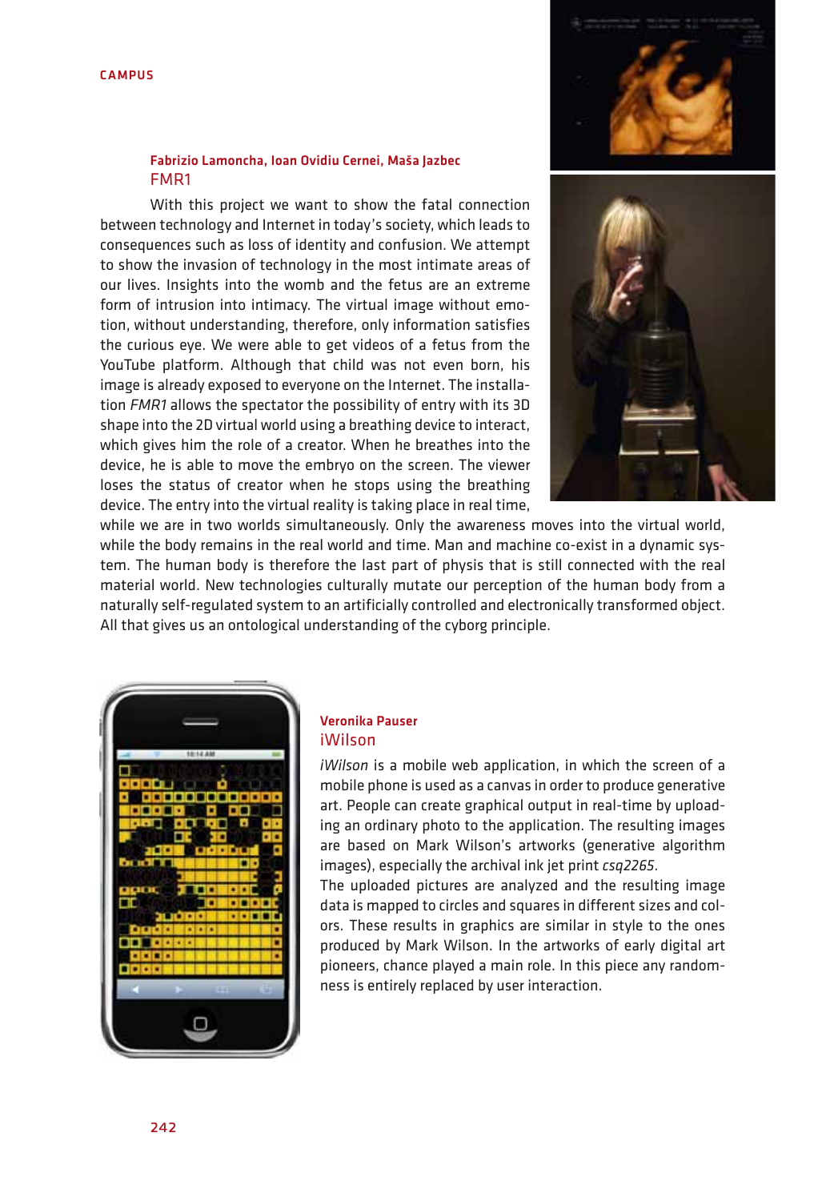CAMPUS

### Fabrizio Lamoncha, Ioan Ovidiu Cernei, Maša Jazbec

## FMR1

With this project we want to show the fatal connection between technology and Internet in today's society, which leads to consequences such as loss of identity and confusion. We attempt to show the invasion of technology in the most intimate areas of our lives. Insights into the womb and the fetus are an extreme form of intrusion into intimacy. The virtual image without emotion, without understanding, therefore, only information satisfies the curious eye. We were able to get videos of a fetus from the YouTube platform. Although that child was not even born, his image is already exposed to everyone on the Internet. The installation *FMR1* allows the spectator the possibility of entry with its 3D shape into the 2D virtual world using a breathing device to interact, which gives him the role of a creator. When he breathes into the device, he is able to move the embryo on the screen. The viewer loses the status of creator when he stops using the breathing device. The entry into the virtual reality is taking place in real time, while we are in two worlds simultaneously. Only the awareness moves into the virtual world, while the body remains in the real world and time. Man and machine co-exist in a dynamic system. The human body is therefore the last part of physis that is still connected with the real material world. New technologies culturally mutate our perception of the human body from a naturally self-regulated system to an artificially controlled and electronically transformed object. All that gives us an ontological understanding of the cyborg principle.

### Veronika Pauser

## iWilson

*iWilson* is a mobile web application, in which the screen of a mobile phone is used as a canvas in order to produce generative art. People can create graphical output in real-time by uploading an ordinary photo to the application. The resulting images are based on Mark Wilson's artworks (generative algorithm images), especially the archival ink jet print *csq2265*.
The uploaded pictures are analyzed and the resulting image data is mapped to circles and squares in different sizes and colors. These results in graphics are similar in style to the ones produced by Mark Wilson. In the artworks of early digital art pioneers, chance played a main role. In this piece any randomness is entirely replaced by user interaction.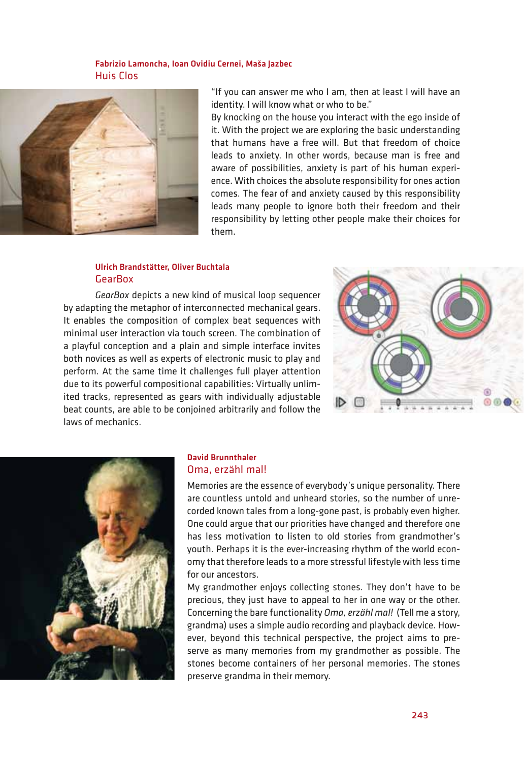**Fabrizio Lamoncha, Ioan Ovidiu Cernei, Maša Jazbec**

## Huis Clos

"If you can answer me who I am, then at least I will have an identity. I will know what or who to be."

By knocking on the house you interact with the ego inside of it. With the project we are exploring the basic understanding that humans have a free will. But that freedom of choice leads to anxiety. In other words, because man is free and aware of possibilities, anxiety is part of his human experience. With choices the absolute responsibility for ones action comes. The fear of and anxiety caused by this responsibility leads many people to ignore both their freedom and their responsibility by letting other people make their choices for them.

**Ulrich Brandstätter, Oliver Buchtala**

## GearBox

*GearBox* depicts a new kind of musical loop sequencer by adapting the metaphor of interconnected mechanical gears. It enables the composition of complex beat sequences with minimal user interaction via touch screen. The combination of a playful conception and a plain and simple interface invites both novices as well as experts of electronic music to play and perform. At the same time it challenges full player attention due to its powerful compositional capabilities: Virtually unlimited tracks, represented as gears with individually adjustable beat counts, are able to be conjoined arbitrarily and follow the laws of mechanics.

**David Brunnthaler**

## Oma, erzähl mal!

Memories are the essence of everybody's unique personality. There are countless untold and unheard stories, so the number of unrecorded known tales from a long-gone past, is probably even higher. One could argue that our priorities have changed and therefore one has less motivation to listen to old stories from grandmother's youth. Perhaps it is the ever-increasing rhythm of the world economy that therefore leads to a more stressful lifestyle with less time for our ancestors.

My grandmother enjoys collecting stones. They don't have to be precious, they just have to appeal to her in one way or the other. Concerning the bare functionality *Oma, erzähl mal!* (Tell me a story, grandma) uses a simple audio recording and playback device. However, beyond this technical perspective, the project aims to preserve as many memories from my grandmother as possible. The stones become containers of her personal memories. The stones preserve grandma in their memory.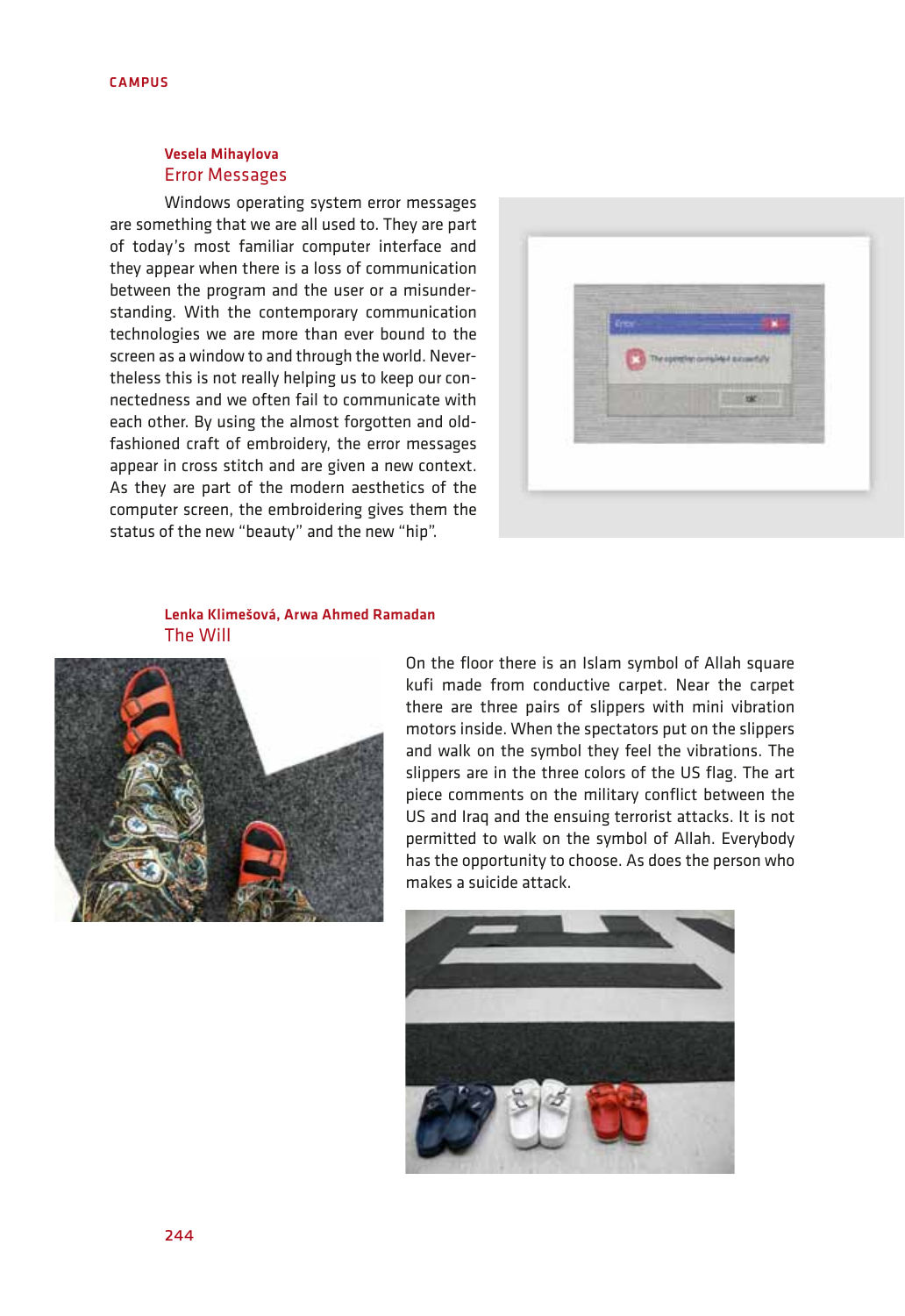### Vesela Mihaylova

## Error Messages

Windows operating system error messages are something that we are all used to. They are part of today's most familiar computer interface and they appear when there is a loss of communication between the program and the user or a misunderstanding. With the contemporary communication technologies we are more than ever bound to the screen as a window to and through the world. Nevertheless this is not really helping us to keep our connectedness and we often fail to communicate with each other. By using the almost forgotten and old-fashioned craft of embroidery, the error messages appear in cross stitch and are given a new context. As they are part of the modern aesthetics of the computer screen, the embroidering gives them the status of the new "beauty" and the new "hip".

### Lenka Klimešová, Arwa Ahmed Ramadan

## The Will

On the floor there is an Islam symbol of Allah square kufi made from conductive carpet. Near the carpet there are three pairs of slippers with mini vibration motors inside. When the spectators put on the slippers and walk on the symbol they feel the vibrations. The slippers are in the three colors of the US flag. The art piece comments on the military conflict between the US and Iraq and the ensuing terrorist attacks. It is not permitted to walk on the symbol of Allah. Everybody has the opportunity to choose. As does the person who makes a suicide attack.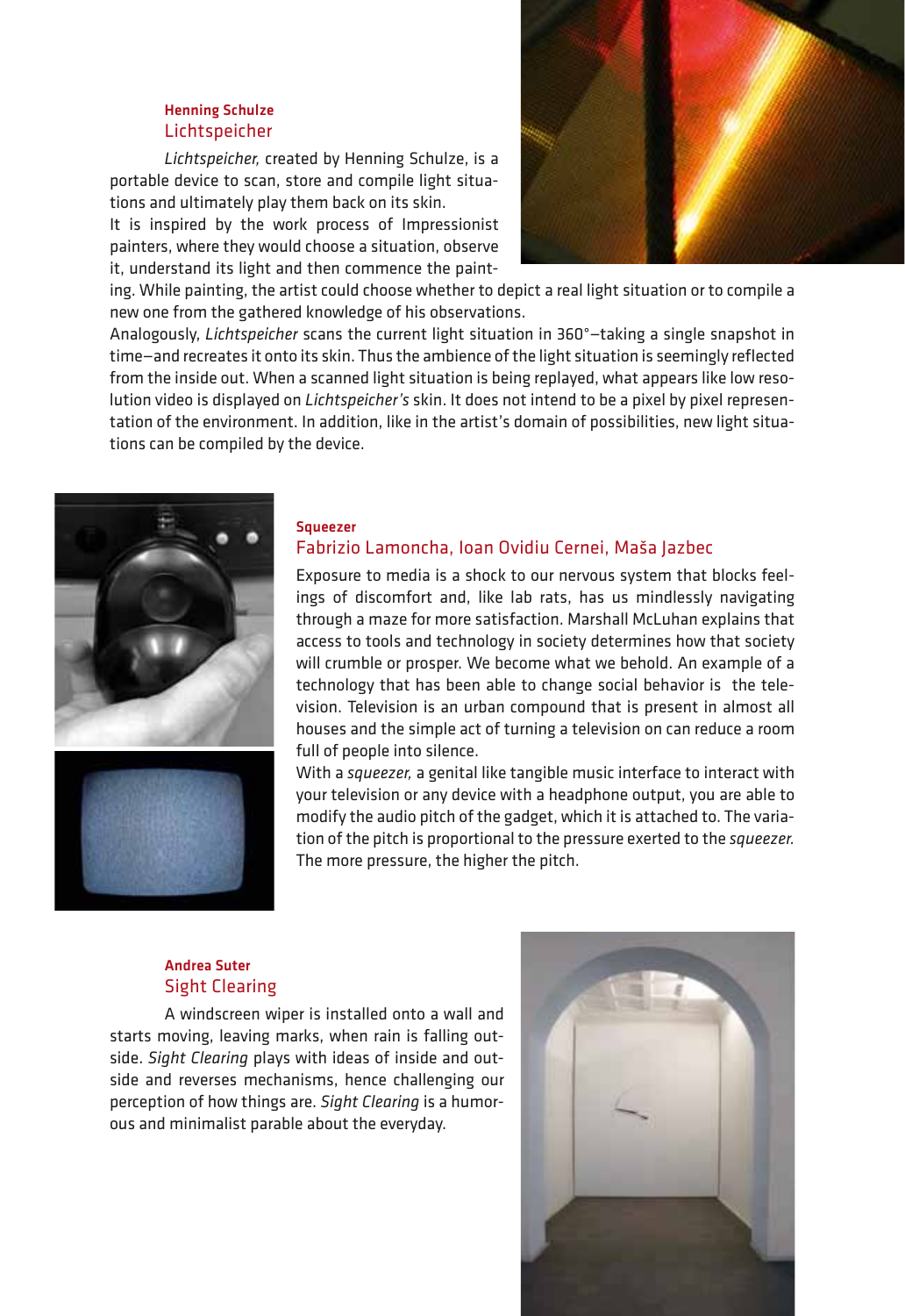**Henning Schulze**
### Lichtspeicher

*Lichtspeicher,* created by Henning Schulze, is a portable device to scan, store and compile light situations and ultimately play them back on its skin.
It is inspired by the work process of Impressionist painters, where they would choose a situation, observe it, understand its light and then commence the painting. While painting, the artist could choose whether to depict a real light situation or to compile a new one from the gathered knowledge of his observations.
Analogously, *Lichtspeicher* scans the current light situation in 360°—taking a single snapshot in time—and recreates it onto its skin. Thus the ambience of the light situation is seemingly reflected from the inside out. When a scanned light situation is being replayed, what appears like low resolution video is displayed on *Lichtspeicher's* skin. It does not intend to be a pixel by pixel representation of the environment. In addition, like in the artist's domain of possibilities, new light situations can be compiled by the device.

**Squeezer**
### Fabrizio Lamoncha, Ioan Ovidiu Cernei, Maša Jazbec

Exposure to media is a shock to our nervous system that blocks feelings of discomfort and, like lab rats, has us mindlessly navigating through a maze for more satisfaction. Marshall McLuhan explains that access to tools and technology in society determines how that society will crumble or prosper. We become what we behold. An example of a technology that has been able to change social behavior is the television. Television is an urban compound that is present in almost all houses and the simple act of turning a television on can reduce a room full of people into silence.
With a *squeezer,* a genital like tangible music interface to interact with your television or any device with a headphone output, you are able to modify the audio pitch of the gadget, which it is attached to. The variation of the pitch is proportional to the pressure exerted to the *squeezer.* The more pressure, the higher the pitch.

**Andrea Suter**
### Sight Clearing

A windscreen wiper is installed onto a wall and starts moving, leaving marks, when rain is falling outside. *Sight Clearing* plays with ideas of inside and outside and reverses mechanisms, hence challenging our perception of how things are. *Sight Clearing* is a humorous and minimalist parable about the everyday.